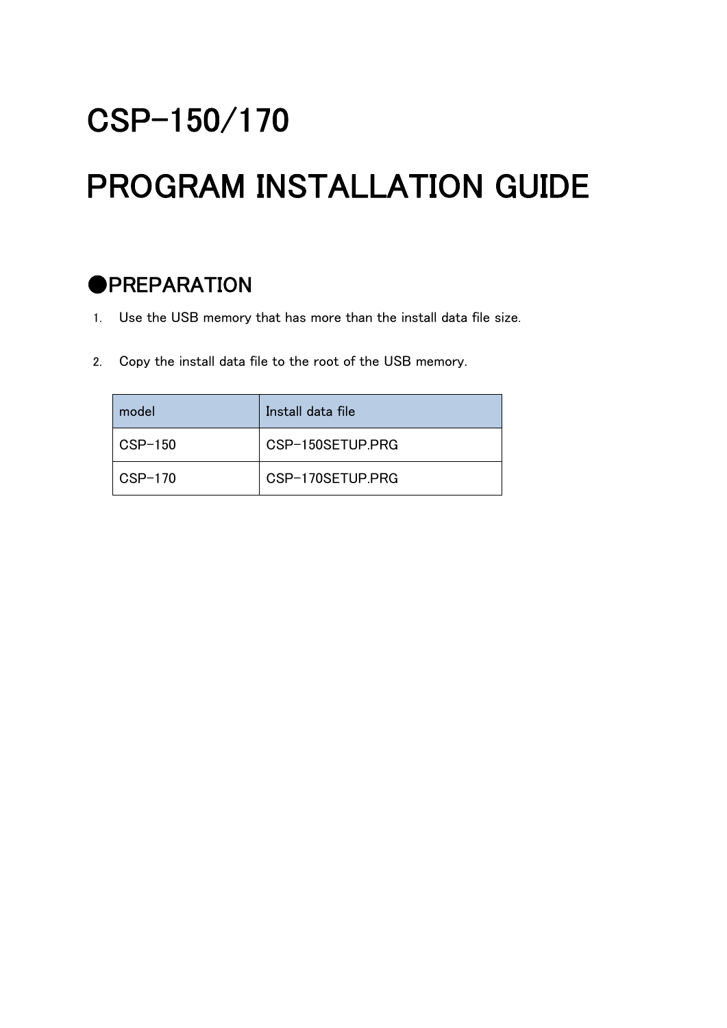# CSP-150/170

# PROGRAM INSTALLATION GUIDE

## ●PREPARATION

1. Use the USB memory that has more than the install data file size.

2. Copy the install data file to the root of the USB memory.

| model | Install data file |
| --- | --- |
| CSP-150 | CSP-150SETUP.PRG |
| CSP-170 | CSP-170SETUP.PRG |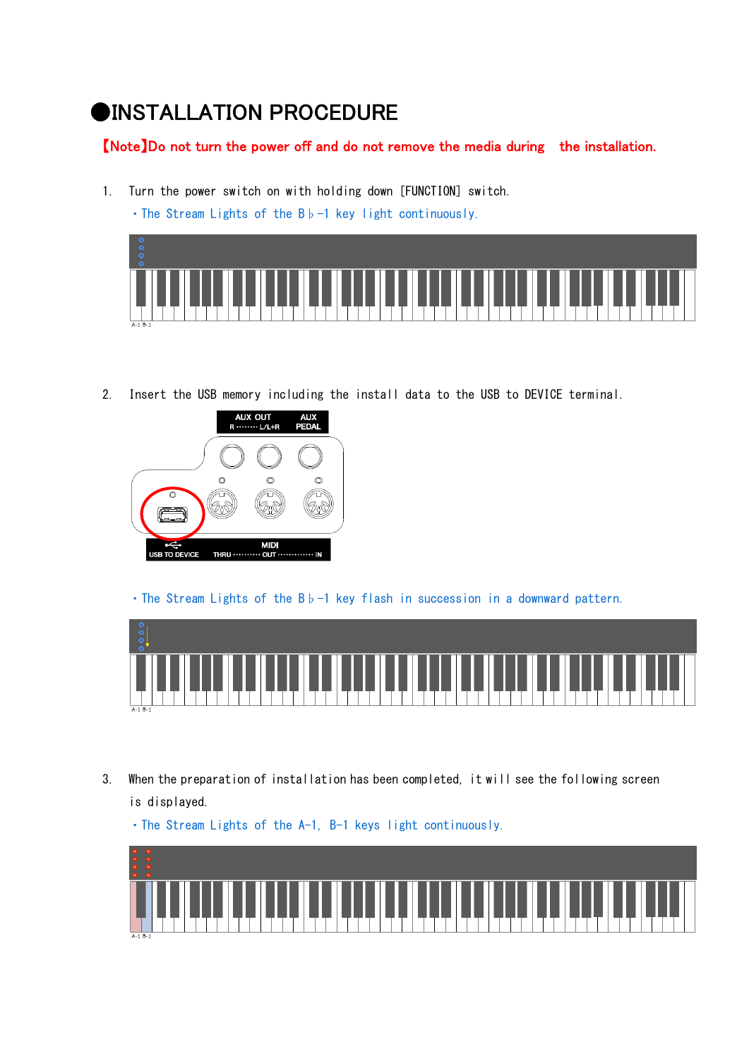# ●INSTALLATION PROCEDURE

【Note】Do not turn the power off and do not remove the media during the installation.

1. Turn the power switch on with holding down [FUNCTION] switch.
   ・The Stream Lights of the B♭-1 key light continuously.

2. Insert the USB memory including the install data to the USB to DEVICE terminal.
   ・The Stream Lights of the B♭-1 key flash in succession in a downward pattern.

3. When the preparation of installation has been completed, it will see the following screen is displayed.
   ・The Stream Lights of the A-1, B-1 keys light continuously.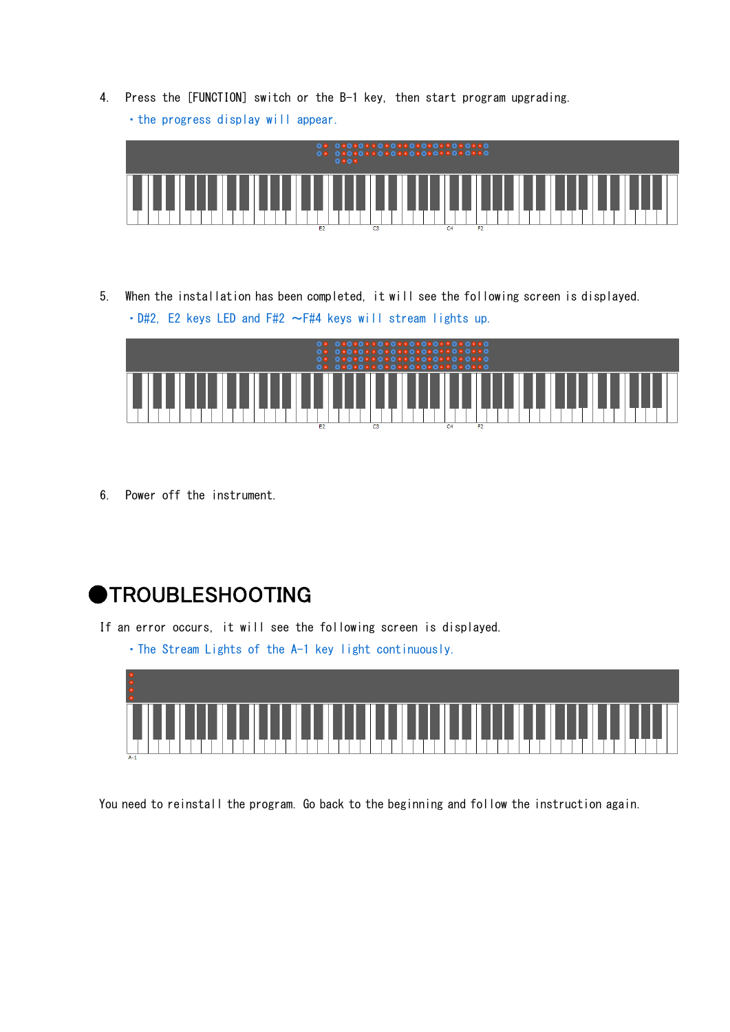4. Press the [FUNCTION] switch or the B-1 key, then start program upgrading.
   ・the progress display will appear.

E2
C3
C4
F2

5. When the installation has been completed, it will see the following screen is displayed.
   ・D#2, E2 keys LED and F#2 ～F#4 keys will stream lights up.

E2
C3
C4
F2

6. Power off the instrument.

# ●TROUBLESHOOTING

If an error occurs, it will see the following screen is displayed.

・The Stream Lights of the A-1 key light continuously.

A-1

You need to reinstall the program. Go back to the beginning and follow the instruction again.